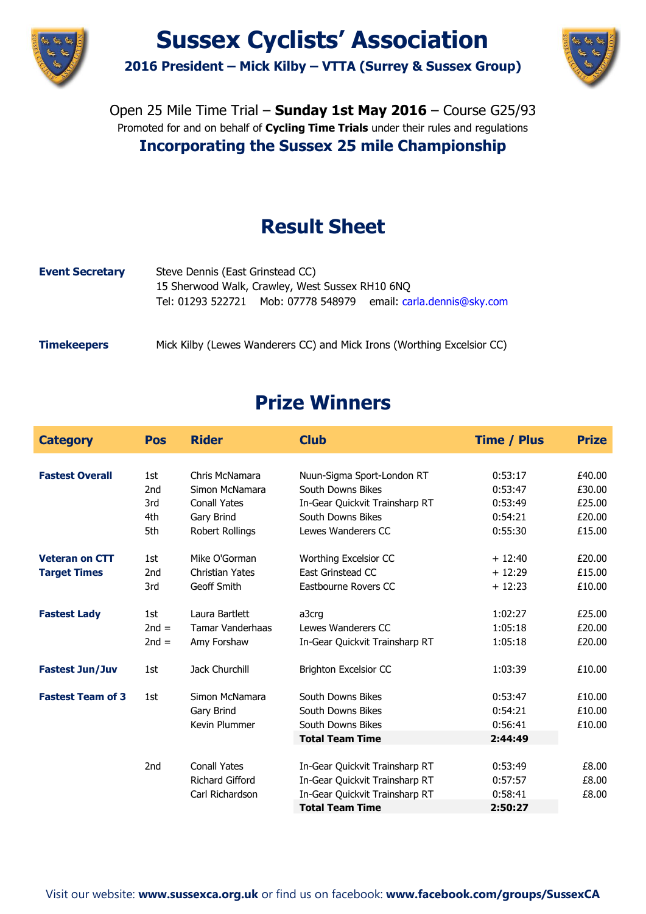# Sussex Cyclists' Association

### 2016 President – Mick Kilby – VTTA (Surrey & Sussex Group)

Open 25 Mile Time Trial – **Sunday 1st May 2016** – Course G25/93

Promoted for and on behalf of **Cycling Time Trials** under their rules and regulations

### Incorporating the Sussex 25 mile Championship

## Result Sheet

**Event Secretary** Steve Dennis (East Grinstead CC)
15 Sherwood Walk, Crawley, West Sussex RH10 6NQ
Tel: 01293 522721 Mob: 07778 548979 email: carla.dennis@sky.com

**Timekeepers** Mick Kilby (Lewes Wanderers CC) and Mick Irons (Worthing Excelsior CC)

## Prize Winners

| Category | Pos | Rider | Club | Time / Plus | Prize |
|---|---|---|---|---|---|
| **Fastest Overall** | 1st | Chris McNamara | Nuun-Sigma Sport-London RT | 0:53:17 | £40.00 |
| | 2nd | Simon McNamara | South Downs Bikes | 0:53:47 | £30.00 |
| | 3rd | Conall Yates | In-Gear Quickvit Trainsharp RT | 0:53:49 | £25.00 |
| | 4th | Gary Brind | South Downs Bikes | 0:54:21 | £20.00 |
| | 5th | Robert Rollings | Lewes Wanderers CC | 0:55:30 | £15.00 |
| **Veteran on CTT Target Times** | 1st | Mike O'Gorman | Worthing Excelsior CC | + 12:40 | £20.00 |
| | 2nd | Christian Yates | East Grinstead CC | + 12:29 | £15.00 |
| | 3rd | Geoff Smith | Eastbourne Rovers CC | + 12:23 | £10.00 |
| **Fastest Lady** | 1st | Laura Bartlett | a3crg | 1:02:27 | £25.00 |
| | 2nd = | Tamar Vanderhaas | Lewes Wanderers CC | 1:05:18 | £20.00 |
| | 2nd = | Amy Forshaw | In-Gear Quickvit Trainsharp RT | 1:05:18 | £20.00 |
| **Fastest Jun/Juv** | 1st | Jack Churchill | Brighton Excelsior CC | 1:03:39 | £10.00 |
| **Fastest Team of 3** | 1st | Simon McNamara | South Downs Bikes | 0:53:47 | £10.00 |
| | | Gary Brind | South Downs Bikes | 0:54:21 | £10.00 |
| | | Kevin Plummer | South Downs Bikes | 0:56:41 | £10.00 |
| | | | **Total Team Time** | **2:44:49** | |
| | 2nd | Conall Yates | In-Gear Quickvit Trainsharp RT | 0:53:49 | £8.00 |
| | | Richard Gifford | In-Gear Quickvit Trainsharp RT | 0:57:57 | £8.00 |
| | | Carl Richardson | In-Gear Quickvit Trainsharp RT | 0:58:41 | £8.00 |
| | | | **Total Team Time** | **2:50:27** | |

Visit our website: **www.sussexca.org.uk** or find us on facebook: **www.facebook.com/groups/SussexCA**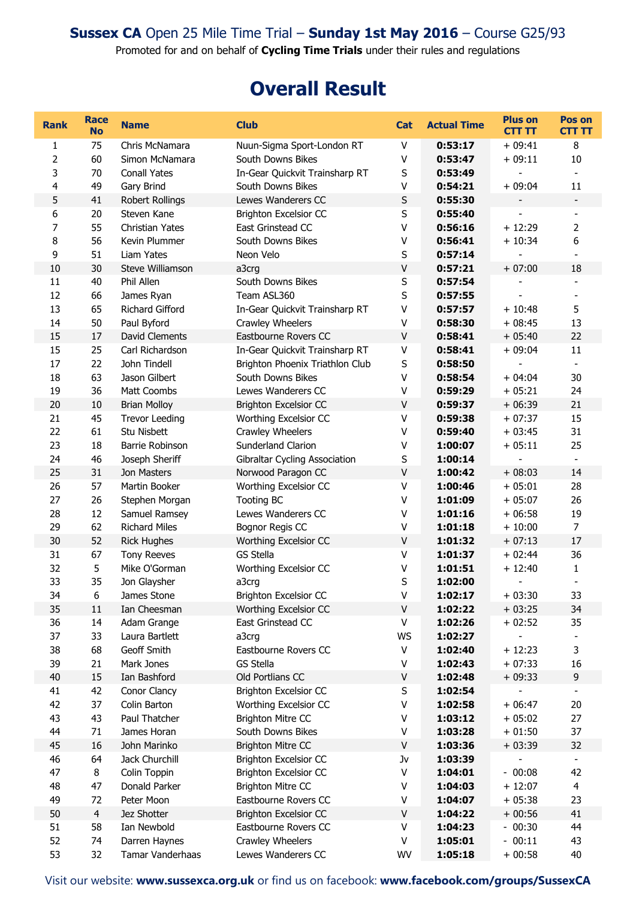**Sussex CA** Open 25 Mile Time Trial – **Sunday 1st May 2016** – Course G25/93

Promoted for and on behalf of **Cycling Time Trials** under their rules and regulations

# Overall Result

| Rank | Race No | Name | Club | Cat | Actual Time | Plus on CTT TT | Pos on CTT TT |
|---|---|---|---|---|---|---|---|
| 1 | 75 | Chris McNamara | Nuun-Sigma Sport-London RT | V | **0:53:17** | + 09:41 | 8 |
| 2 | 60 | Simon McNamara | South Downs Bikes | V | **0:53:47** | + 09:11 | 10 |
| 3 | 70 | Conall Yates | In-Gear Quickvit Trainsharp RT | S | **0:53:49** | - | - |
| 4 | 49 | Gary Brind | South Downs Bikes | V | **0:54:21** | + 09:04 | 11 |
| 5 | 41 | Robert Rollings | Lewes Wanderers CC | S | **0:55:30** | - | - |
| 6 | 20 | Steven Kane | Brighton Excelsior CC | S | **0:55:40** | - | - |
| 7 | 55 | Christian Yates | East Grinstead CC | V | **0:56:16** | + 12:29 | 2 |
| 8 | 56 | Kevin Plummer | South Downs Bikes | V | **0:56:41** | + 10:34 | 6 |
| 9 | 51 | Liam Yates | Neon Velo | S | **0:57:14** | - | - |
| 10 | 30 | Steve Williamson | a3crg | V | **0:57:21** | + 07:00 | 18 |
| 11 | 40 | Phil Allen | South Downs Bikes | S | **0:57:54** | - | - |
| 12 | 66 | James Ryan | Team ASL360 | S | **0:57:55** | - | - |
| 13 | 65 | Richard Gifford | In-Gear Quickvit Trainsharp RT | V | **0:57:57** | + 10:48 | 5 |
| 14 | 50 | Paul Byford | Crawley Wheelers | V | **0:58:30** | + 08:45 | 13 |
| 15 | 17 | David Clements | Eastbourne Rovers CC | V | **0:58:41** | + 05:40 | 22 |
| 15 | 25 | Carl Richardson | In-Gear Quickvit Trainsharp RT | V | **0:58:41** | + 09:04 | 11 |
| 17 | 22 | John Tindell | Brighton Phoenix Triathlon Club | S | **0:58:50** | - | - |
| 18 | 63 | Jason Gilbert | South Downs Bikes | V | **0:58:54** | + 04:04 | 30 |
| 19 | 36 | Matt Coombs | Lewes Wanderers CC | V | **0:59:29** | + 05:21 | 24 |
| 20 | 10 | Brian Molloy | Brighton Excelsior CC | V | **0:59:37** | + 06:39 | 21 |
| 21 | 45 | Trevor Leeding | Worthing Excelsior CC | V | **0:59:38** | + 07:37 | 15 |
| 22 | 61 | Stu Nisbett | Crawley Wheelers | V | **0:59:40** | + 03:45 | 31 |
| 23 | 18 | Barrie Robinson | Sunderland Clarion | V | **1:00:07** | + 05:11 | 25 |
| 24 | 46 | Joseph Sheriff | Gibraltar Cycling Association | S | **1:00:14** | - | - |
| 25 | 31 | Jon Masters | Norwood Paragon CC | V | **1:00:42** | + 08:03 | 14 |
| 26 | 57 | Martin Booker | Worthing Excelsior CC | V | **1:00:46** | + 05:01 | 28 |
| 27 | 26 | Stephen Morgan | Tooting BC | V | **1:01:09** | + 05:07 | 26 |
| 28 | 12 | Samuel Ramsey | Lewes Wanderers CC | V | **1:01:16** | + 06:58 | 19 |
| 29 | 62 | Richard Miles | Bognor Regis CC | V | **1:01:18** | + 10:00 | 7 |
| 30 | 52 | Rick Hughes | Worthing Excelsior CC | V | **1:01:32** | + 07:13 | 17 |
| 31 | 67 | Tony Reeves | GS Stella | V | **1:01:37** | + 02:44 | 36 |
| 32 | 5 | Mike O'Gorman | Worthing Excelsior CC | V | **1:01:51** | + 12:40 | 1 |
| 33 | 35 | Jon Glaysher | a3crg | S | **1:02:00** | - | - |
| 34 | 6 | James Stone | Brighton Excelsior CC | V | **1:02:17** | + 03:30 | 33 |
| 35 | 11 | Ian Cheesman | Worthing Excelsior CC | V | **1:02:22** | + 03:25 | 34 |
| 36 | 14 | Adam Grange | East Grinstead CC | V | **1:02:26** | + 02:52 | 35 |
| 37 | 33 | Laura Bartlett | a3crg | WS | **1:02:27** | - | - |
| 38 | 68 | Geoff Smith | Eastbourne Rovers CC | V | **1:02:40** | + 12:23 | 3 |
| 39 | 21 | Mark Jones | GS Stella | V | **1:02:43** | + 07:33 | 16 |
| 40 | 15 | Ian Bashford | Old Portlians CC | V | **1:02:48** | + 09:33 | 9 |
| 41 | 42 | Conor Clancy | Brighton Excelsior CC | S | **1:02:54** | - | - |
| 42 | 37 | Colin Barton | Worthing Excelsior CC | V | **1:02:58** | + 06:47 | 20 |
| 43 | 43 | Paul Thatcher | Brighton Mitre CC | V | **1:03:12** | + 05:02 | 27 |
| 44 | 71 | James Horan | South Downs Bikes | V | **1:03:28** | + 01:50 | 37 |
| 45 | 16 | John Marinko | Brighton Mitre CC | V | **1:03:36** | + 03:39 | 32 |
| 46 | 64 | Jack Churchill | Brighton Excelsior CC | Jv | **1:03:39** | - | - |
| 47 | 8 | Colin Toppin | Brighton Excelsior CC | V | **1:04:01** | - 00:08 | 42 |
| 48 | 47 | Donald Parker | Brighton Mitre CC | V | **1:04:03** | + 12:07 | 4 |
| 49 | 72 | Peter Moon | Eastbourne Rovers CC | V | **1:04:07** | + 05:38 | 23 |
| 50 | 4 | Jez Shotter | Brighton Excelsior CC | V | **1:04:22** | + 00:56 | 41 |
| 51 | 58 | Ian Newbold | Eastbourne Rovers CC | V | **1:04:23** | - 00:30 | 44 |
| 52 | 74 | Darren Haynes | Crawley Wheelers | V | **1:05:01** | - 00:11 | 43 |
| 53 | 32 | Tamar Vanderhaas | Lewes Wanderers CC | WV | **1:05:18** | + 00:58 | 40 |

Visit our website: **www.sussexca.org.uk** or find us on facebook: **www.facebook.com/groups/SussexCA**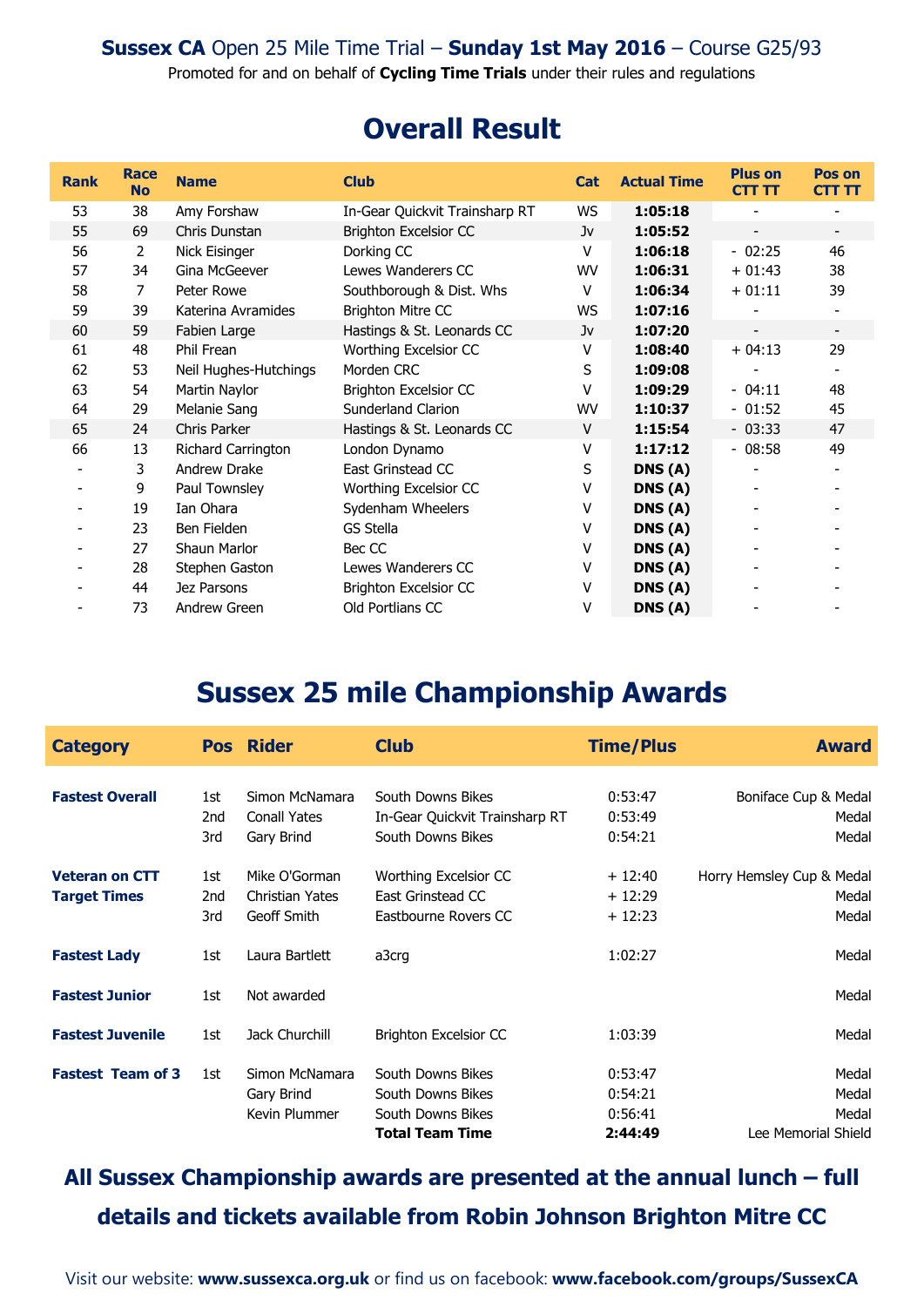**Sussex CA** Open 25 Mile Time Trial – **Sunday 1st May 2016** – Course G25/93

Promoted for and on behalf of **Cycling Time Trials** under their rules and regulations

# Overall Result

| Rank | Race No | Name | Club | Cat | Actual Time | Plus on CTT TT | Pos on CTT TT |
|---|---|---|---|---|---|---|---|
| 53 | 38 | Amy Forshaw | In-Gear Quickvit Trainsharp RT | WS | **1:05:18** | - | - |
| 55 | 69 | Chris Dunstan | Brighton Excelsior CC | Jv | **1:05:52** | - | - |
| 56 | 2 | Nick Eisinger | Dorking CC | V | **1:06:18** | - 02:25 | 46 |
| 57 | 34 | Gina McGeever | Lewes Wanderers CC | WV | **1:06:31** | + 01:43 | 38 |
| 58 | 7 | Peter Rowe | Southborough & Dist. Whs | V | **1:06:34** | + 01:11 | 39 |
| 59 | 39 | Katerina Avramides | Brighton Mitre CC | WS | **1:07:16** | - | - |
| 60 | 59 | Fabien Large | Hastings & St. Leonards CC | Jv | **1:07:20** | - | - |
| 61 | 48 | Phil Frean | Worthing Excelsior CC | V | **1:08:40** | + 04:13 | 29 |
| 62 | 53 | Neil Hughes-Hutchings | Morden CRC | S | **1:09:08** | - | - |
| 63 | 54 | Martin Naylor | Brighton Excelsior CC | V | **1:09:29** | - 04:11 | 48 |
| 64 | 29 | Melanie Sang | Sunderland Clarion | WV | **1:10:37** | - 01:52 | 45 |
| 65 | 24 | Chris Parker | Hastings & St. Leonards CC | V | **1:15:54** | - 03:33 | 47 |
| 66 | 13 | Richard Carrington | London Dynamo | V | **1:17:12** | - 08:58 | 49 |
| - | 3 | Andrew Drake | East Grinstead CC | S | **DNS (A)** | - | - |
| - | 9 | Paul Townsley | Worthing Excelsior CC | V | **DNS (A)** | - | - |
| - | 19 | Ian Ohara | Sydenham Wheelers | V | **DNS (A)** | - | - |
| - | 23 | Ben Fielden | GS Stella | V | **DNS (A)** | - | - |
| - | 27 | Shaun Marlor | Bec CC | V | **DNS (A)** | - | - |
| - | 28 | Stephen Gaston | Lewes Wanderers CC | V | **DNS (A)** | - | - |
| - | 44 | Jez Parsons | Brighton Excelsior CC | V | **DNS (A)** | - | - |
| - | 73 | Andrew Green | Old Portlians CC | V | **DNS (A)** | - | - |

# Sussex 25 mile Championship Awards

| Category | Pos | Rider | Club | Time/Plus | Award |
|---|---|---|---|---|---|
| **Fastest Overall** | 1st | Simon McNamara | South Downs Bikes | 0:53:47 | Boniface Cup & Medal |
| | 2nd | Conall Yates | In-Gear Quickvit Trainsharp RT | 0:53:49 | Medal |
| | 3rd | Gary Brind | South Downs Bikes | 0:54:21 | Medal |
| **Veteran on CTT Target Times** | 1st | Mike O'Gorman | Worthing Excelsior CC | + 12:40 | Horry Hemsley Cup & Medal |
| | 2nd | Christian Yates | East Grinstead CC | + 12:29 | Medal |
| | 3rd | Geoff Smith | Eastbourne Rovers CC | + 12:23 | Medal |
| **Fastest Lady** | 1st | Laura Bartlett | a3crg | 1:02:27 | Medal |
| **Fastest Junior** | 1st | Not awarded | | | Medal |
| **Fastest Juvenile** | 1st | Jack Churchill | Brighton Excelsior CC | 1:03:39 | Medal |
| **Fastest Team of 3** | 1st | Simon McNamara | South Downs Bikes | 0:53:47 | Medal |
| | | Gary Brind | South Downs Bikes | 0:54:21 | Medal |
| | | Kevin Plummer | South Downs Bikes | 0:56:41 | Medal |
| | | | **Total Team Time** | **2:44:49** | Lee Memorial Shield |

**All Sussex Championship awards are presented at the annual lunch – full details and tickets available from Robin Johnson Brighton Mitre CC**

Visit our website: **www.sussexca.org.uk** or find us on facebook: **www.facebook.com/groups/SussexCA**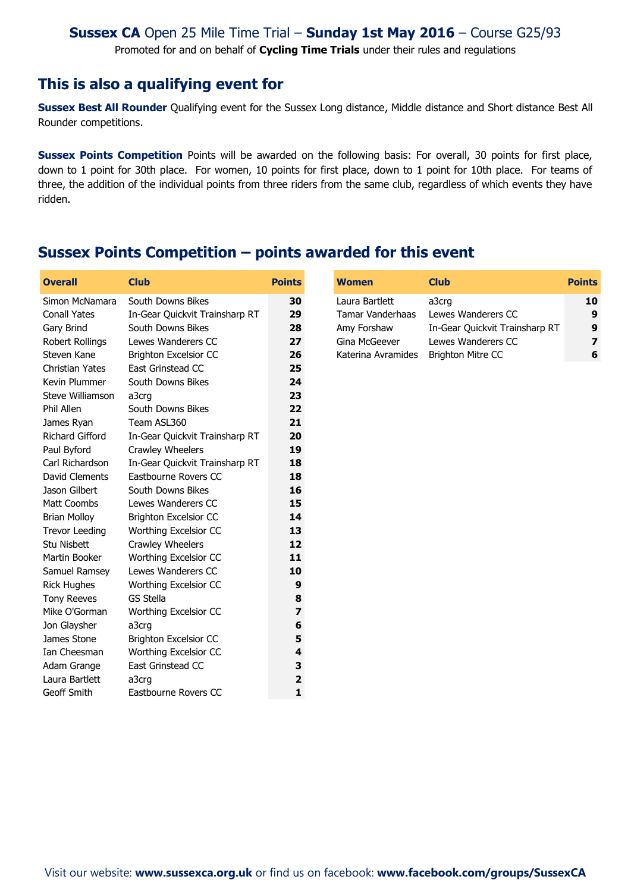**Sussex CA** Open 25 Mile Time Trial – **Sunday 1st May 2016** – Course G25/93

Promoted for and on behalf of **Cycling Time Trials** under their rules and regulations

## This is also a qualifying event for

**Sussex Best All Rounder** Qualifying event for the Sussex Long distance, Middle distance and Short distance Best All Rounder competitions.

**Sussex Points Competition** Points will be awarded on the following basis: For overall, 30 points for first place, down to 1 point for 30th place. For women, 10 points for first place, down to 1 point for 10th place. For teams of three, the addition of the individual points from three riders from the same club, regardless of which events they have ridden.

## Sussex Points Competition – points awarded for this event

| Overall | Club | Points |
|---|---|---|
| Simon McNamara | South Downs Bikes | 30 |
| Conall Yates | In-Gear Quickvit Trainsharp RT | 29 |
| Gary Brind | South Downs Bikes | 28 |
| Robert Rollings | Lewes Wanderers CC | 27 |
| Steven Kane | Brighton Excelsior CC | 26 |
| Christian Yates | East Grinstead CC | 25 |
| Kevin Plummer | South Downs Bikes | 24 |
| Steve Williamson | a3crg | 23 |
| Phil Allen | South Downs Bikes | 22 |
| James Ryan | Team ASL360 | 21 |
| Richard Gifford | In-Gear Quickvit Trainsharp RT | 20 |
| Paul Byford | Crawley Wheelers | 19 |
| Carl Richardson | In-Gear Quickvit Trainsharp RT | 18 |
| David Clements | Eastbourne Rovers CC | 18 |
| Jason Gilbert | South Downs Bikes | 16 |
| Matt Coombs | Lewes Wanderers CC | 15 |
| Brian Molloy | Brighton Excelsior CC | 14 |
| Trevor Leeding | Worthing Excelsior CC | 13 |
| Stu Nisbett | Crawley Wheelers | 12 |
| Martin Booker | Worthing Excelsior CC | 11 |
| Samuel Ramsey | Lewes Wanderers CC | 10 |
| Rick Hughes | Worthing Excelsior CC | 9 |
| Tony Reeves | GS Stella | 8 |
| Mike O'Gorman | Worthing Excelsior CC | 7 |
| Jon Glaysher | a3crg | 6 |
| James Stone | Brighton Excelsior CC | 5 |
| Ian Cheesman | Worthing Excelsior CC | 4 |
| Adam Grange | East Grinstead CC | 3 |
| Laura Bartlett | a3crg | 2 |
| Geoff Smith | Eastbourne Rovers CC | 1 |

| Women | Club | Points |
|---|---|---|
| Laura Bartlett | a3crg | 10 |
| Tamar Vanderhaas | Lewes Wanderers CC | 9 |
| Amy Forshaw | In-Gear Quickvit Trainsharp RT | 9 |
| Gina McGeever | Lewes Wanderers CC | 7 |
| Katerina Avramides | Brighton Mitre CC | 6 |

Visit our website: **www.sussexca.org.uk** or find us on facebook: **www.facebook.com/groups/SussexCA**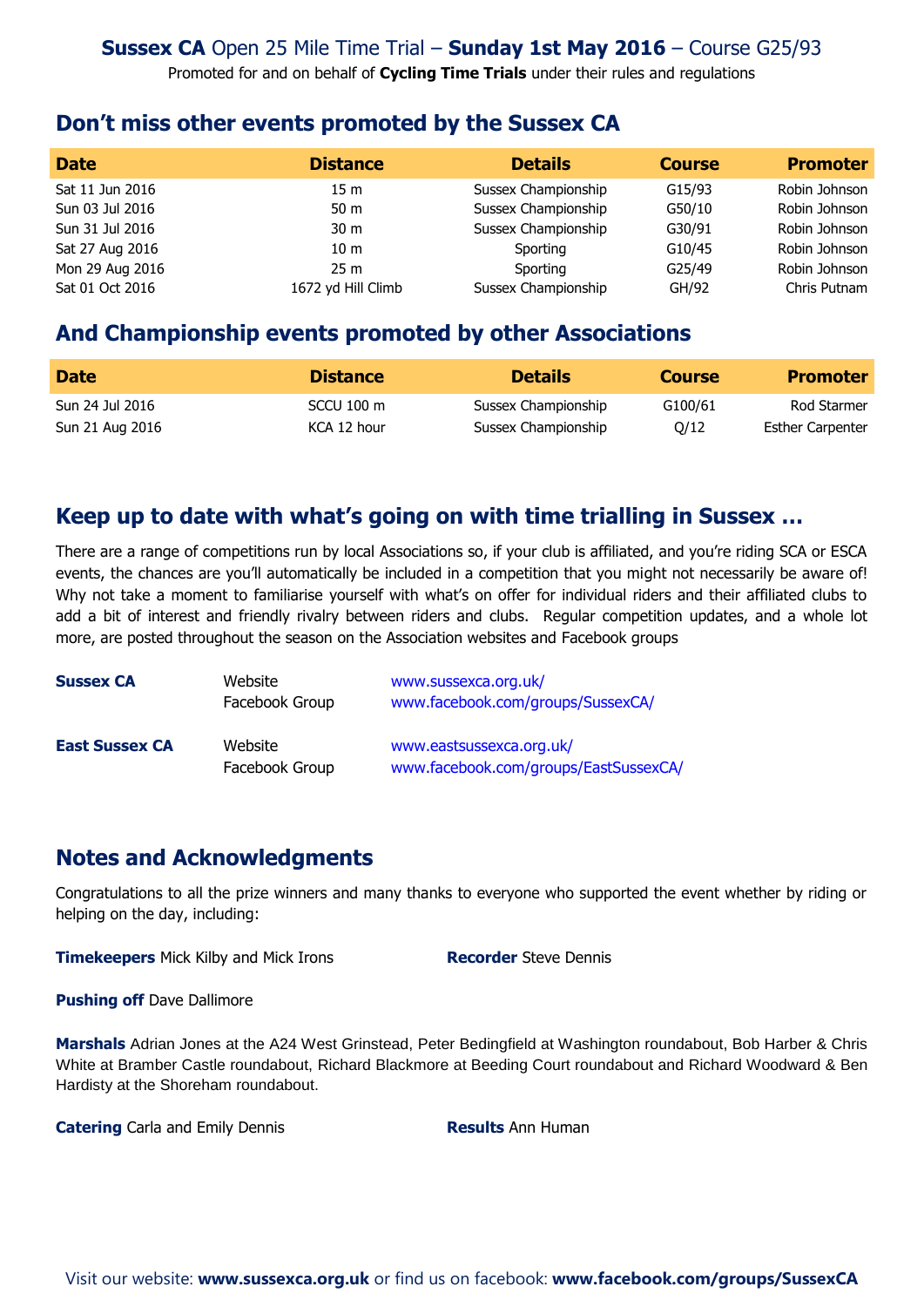**Sussex CA** Open 25 Mile Time Trial – **Sunday 1st May 2016** – Course G25/93

Promoted for and on behalf of **Cycling Time Trials** under their rules and regulations

## Don't miss other events promoted by the Sussex CA

| Date | Distance | Details | Course | Promoter |
|---|---|---|---|---|
| Sat 11 Jun 2016 | 15 m | Sussex Championship | G15/93 | Robin Johnson |
| Sun 03 Jul 2016 | 50 m | Sussex Championship | G50/10 | Robin Johnson |
| Sun 31 Jul 2016 | 30 m | Sussex Championship | G30/91 | Robin Johnson |
| Sat 27 Aug 2016 | 10 m | Sporting | G10/45 | Robin Johnson |
| Mon 29 Aug 2016 | 25 m | Sporting | G25/49 | Robin Johnson |
| Sat 01 Oct 2016 | 1672 yd Hill Climb | Sussex Championship | GH/92 | Chris Putnam |

## And Championship events promoted by other Associations

| Date | Distance | Details | Course | Promoter |
|---|---|---|---|---|
| Sun 24 Jul 2016 | SCCU 100 m | Sussex Championship | G100/61 | Rod Starmer |
| Sun 21 Aug 2016 | KCA 12 hour | Sussex Championship | Q/12 | Esther Carpenter |

## Keep up to date with what's going on with time trialling in Sussex …

There are a range of competitions run by local Associations so, if your club is affiliated, and you're riding SCA or ESCA events, the chances are you'll automatically be included in a competition that you might not necessarily be aware of! Why not take a moment to familiarise yourself with what's on offer for individual riders and their affiliated clubs to add a bit of interest and friendly rivalry between riders and clubs. Regular competition updates, and a whole lot more, are posted throughout the season on the Association websites and Facebook groups

**Sussex CA**
Website www.sussexca.org.uk/
Facebook Group www.facebook.com/groups/SussexCA/

**East Sussex CA**
Website www.eastsussexca.org.uk/
Facebook Group www.facebook.com/groups/EastSussexCA/

## Notes and Acknowledgments

Congratulations to all the prize winners and many thanks to everyone who supported the event whether by riding or helping on the day, including:

**Timekeepers** Mick Kilby and Mick Irons

**Recorder** Steve Dennis

**Pushing off** Dave Dallimore

**Marshals** Adrian Jones at the A24 West Grinstead, Peter Bedingfield at Washington roundabout, Bob Harber & Chris White at Bramber Castle roundabout, Richard Blackmore at Beeding Court roundabout and Richard Woodward & Ben Hardisty at the Shoreham roundabout.

**Catering** Carla and Emily Dennis

**Results** Ann Human

Visit our website: **www.sussexca.org.uk** or find us on facebook: **www.facebook.com/groups/SussexCA**